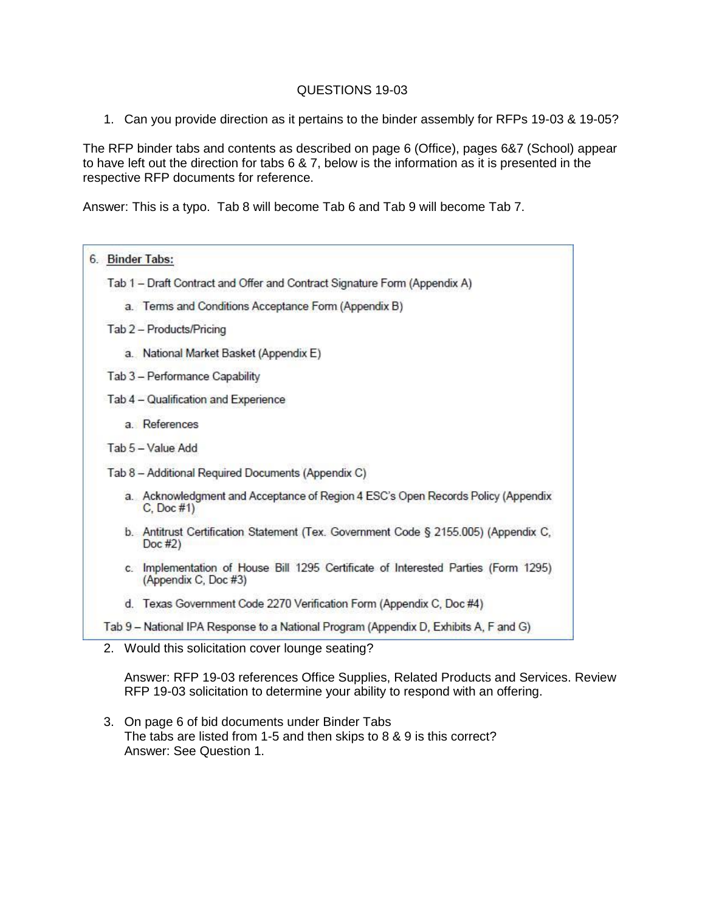# QUESTIONS 19-03

1. Can you provide direction as it pertains to the binder assembly for RFPs 19-03 & 19-05?

The RFP binder tabs and contents as described on page 6 (Office), pages 6&7 (School) appear to have left out the direction for tabs 6 & 7, below is the information as it is presented in the respective RFP documents for reference.

Answer: This is a typo. Tab 8 will become Tab 6 and Tab 9 will become Tab 7.

> 6. **Binder Tabs:**
>
> Tab 1 – Draft Contract and Offer and Contract Signature Form (Appendix A)
>
> a. Terms and Conditions Acceptance Form (Appendix B)
>
> Tab 2 – Products/Pricing
>
> a. National Market Basket (Appendix E)
>
> Tab 3 – Performance Capability
>
> Tab 4 – Qualification and Experience
>
> a. References
>
> Tab 5 – Value Add
>
> Tab 8 – Additional Required Documents (Appendix C)
>
> a. Acknowledgment and Acceptance of Region 4 ESC's Open Records Policy (Appendix C, Doc #1)
>
> b. Antitrust Certification Statement (Tex. Government Code § 2155.005) (Appendix C, Doc #2)
>
> c. Implementation of House Bill 1295 Certificate of Interested Parties (Form 1295) (Appendix C, Doc #3)
>
> d. Texas Government Code 2270 Verification Form (Appendix C, Doc #4)
>
> Tab 9 – National IPA Response to a National Program (Appendix D, Exhibits A, F and G)

2. Would this solicitation cover lounge seating?

   Answer: RFP 19-03 references Office Supplies, Related Products and Services. Review RFP 19-03 solicitation to determine your ability to respond with an offering.

3. On page 6 of bid documents under Binder Tabs
   The tabs are listed from 1-5 and then skips to 8 & 9 is this correct?
   Answer: See Question 1.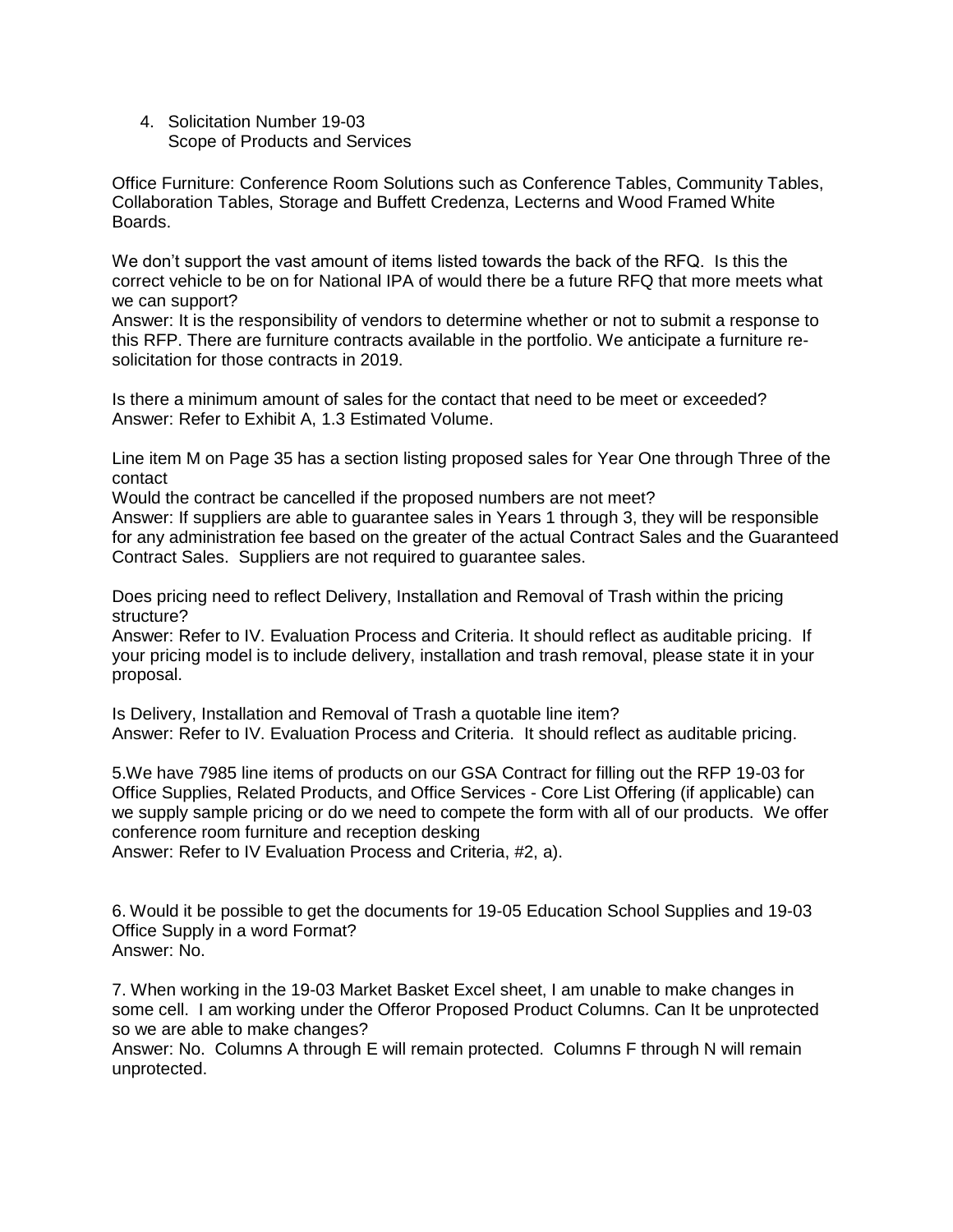4. Solicitation Number 19-03
   Scope of Products and Services

Office Furniture: Conference Room Solutions such as Conference Tables, Community Tables, Collaboration Tables, Storage and Buffett Credenza, Lecterns and Wood Framed White Boards.

We don't support the vast amount of items listed towards the back of the RFQ. Is this the correct vehicle to be on for National IPA of would there be a future RFQ that more meets what we can support?
Answer: It is the responsibility of vendors to determine whether or not to submit a response to this RFP. There are furniture contracts available in the portfolio. We anticipate a furniture re-solicitation for those contracts in 2019.

Is there a minimum amount of sales for the contact that need to be meet or exceeded?
Answer: Refer to Exhibit A, 1.3 Estimated Volume.

Line item M on Page 35 has a section listing proposed sales for Year One through Three of the contact
Would the contract be cancelled if the proposed numbers are not meet?
Answer: If suppliers are able to guarantee sales in Years 1 through 3, they will be responsible for any administration fee based on the greater of the actual Contract Sales and the Guaranteed Contract Sales. Suppliers are not required to guarantee sales.

Does pricing need to reflect Delivery, Installation and Removal of Trash within the pricing structure?
Answer: Refer to IV. Evaluation Process and Criteria. It should reflect as auditable pricing. If your pricing model is to include delivery, installation and trash removal, please state it in your proposal.

Is Delivery, Installation and Removal of Trash a quotable line item?
Answer: Refer to IV. Evaluation Process and Criteria. It should reflect as auditable pricing.

5.We have 7985 line items of products on our GSA Contract for filling out the RFP 19-03 for Office Supplies, Related Products, and Office Services - Core List Offering (if applicable) can we supply sample pricing or do we need to compete the form with all of our products. We offer conference room furniture and reception desking
Answer: Refer to IV Evaluation Process and Criteria, #2, a).

6. Would it be possible to get the documents for 19-05 Education School Supplies and 19-03 Office Supply in a word Format?
Answer: No.

7. When working in the 19-03 Market Basket Excel sheet, I am unable to make changes in some cell. I am working under the Offeror Proposed Product Columns. Can It be unprotected so we are able to make changes?
Answer: No. Columns A through E will remain protected. Columns F through N will remain unprotected.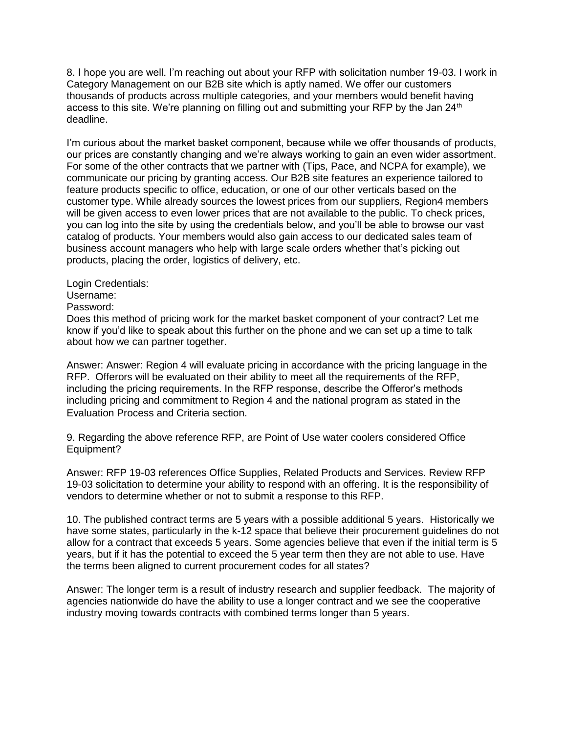8. I hope you are well. I'm reaching out about your RFP with solicitation number 19-03. I work in Category Management on our B2B site which is aptly named. We offer our customers thousands of products across multiple categories, and your members would benefit having access to this site. We're planning on filling out and submitting your RFP by the Jan 24th deadline.

I'm curious about the market basket component, because while we offer thousands of products, our prices are constantly changing and we're always working to gain an even wider assortment. For some of the other contracts that we partner with (Tips, Pace, and NCPA for example), we communicate our pricing by granting access. Our B2B site features an experience tailored to feature products specific to office, education, or one of our other verticals based on the customer type. While already sources the lowest prices from our suppliers, Region4 members will be given access to even lower prices that are not available to the public. To check prices, you can log into the site by using the credentials below, and you'll be able to browse our vast catalog of products. Your members would also gain access to our dedicated sales team of business account managers who help with large scale orders whether that's picking out products, placing the order, logistics of delivery, etc.

Login Credentials:
Username:
Password:
Does this method of pricing work for the market basket component of your contract? Let me know if you'd like to speak about this further on the phone and we can set up a time to talk about how we can partner together.

Answer: Answer: Region 4 will evaluate pricing in accordance with the pricing language in the RFP. Offerors will be evaluated on their ability to meet all the requirements of the RFP, including the pricing requirements. In the RFP response, describe the Offeror's methods including pricing and commitment to Region 4 and the national program as stated in the Evaluation Process and Criteria section.

9. Regarding the above reference RFP, are Point of Use water coolers considered Office Equipment?

Answer: RFP 19-03 references Office Supplies, Related Products and Services. Review RFP 19-03 solicitation to determine your ability to respond with an offering. It is the responsibility of vendors to determine whether or not to submit a response to this RFP.

10. The published contract terms are 5 years with a possible additional 5 years. Historically we have some states, particularly in the k-12 space that believe their procurement guidelines do not allow for a contract that exceeds 5 years. Some agencies believe that even if the initial term is 5 years, but if it has the potential to exceed the 5 year term then they are not able to use. Have the terms been aligned to current procurement codes for all states?

Answer: The longer term is a result of industry research and supplier feedback. The majority of agencies nationwide do have the ability to use a longer contract and we see the cooperative industry moving towards contracts with combined terms longer than 5 years.